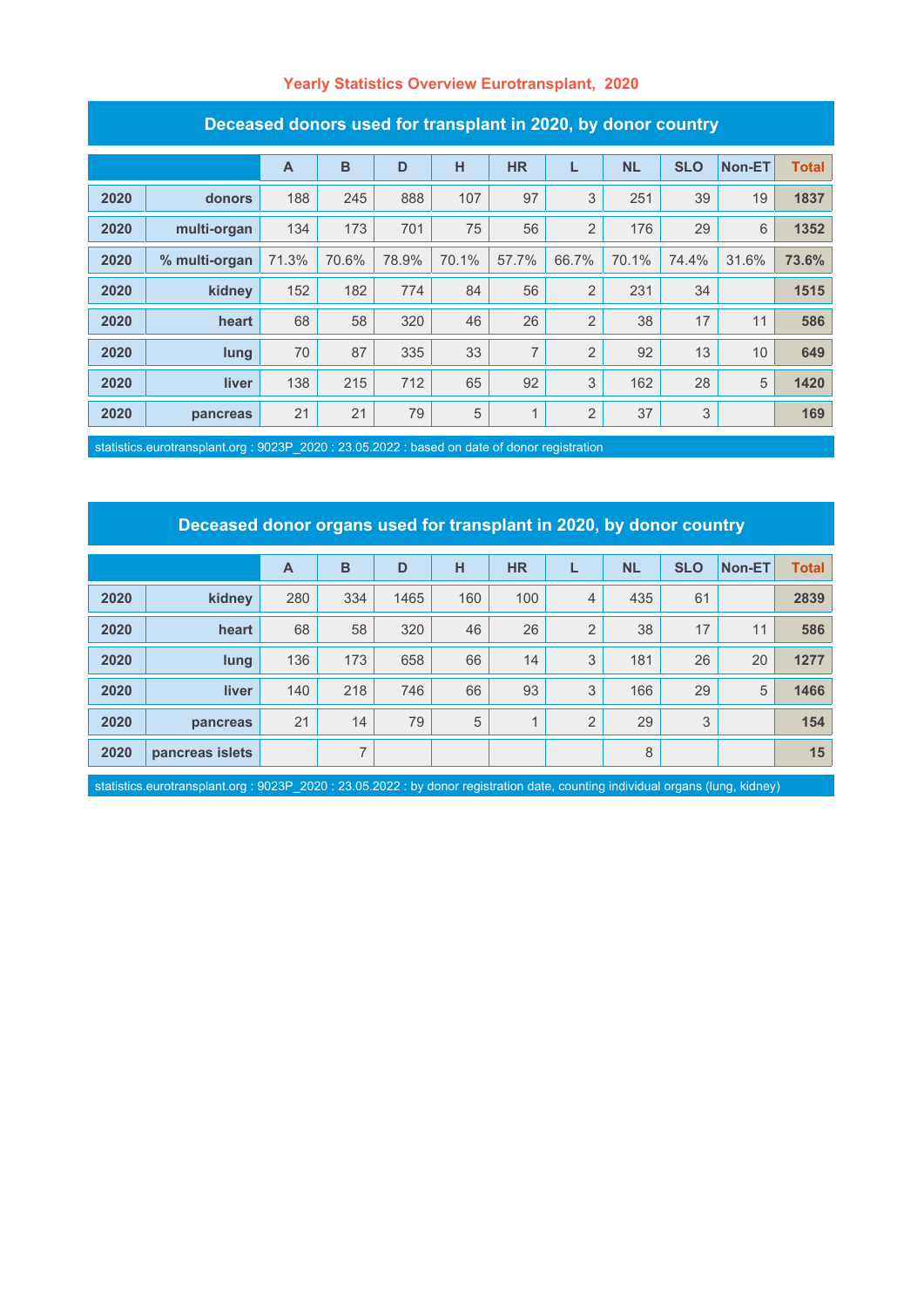# Yearly Statistics Overview Eurotransplant, 2020

## Deceased donors used for transplant in 2020, by donor country

| | | A | B | D | H | HR | L | NL | SLO | Non-ET | Total |
|---|---|---|---|---|---|---|---|---|---|---|---|
| 2020 | donors | 188 | 245 | 888 | 107 | 97 | 3 | 251 | 39 | 19 | 1837 |
| 2020 | multi-organ | 134 | 173 | 701 | 75 | 56 | 2 | 176 | 29 | 6 | 1352 |
| 2020 | % multi-organ | 71.3% | 70.6% | 78.9% | 70.1% | 57.7% | 66.7% | 70.1% | 74.4% | 31.6% | 73.6% |
| 2020 | kidney | 152 | 182 | 774 | 84 | 56 | 2 | 231 | 34 | | 1515 |
| 2020 | heart | 68 | 58 | 320 | 46 | 26 | 2 | 38 | 17 | 11 | 586 |
| 2020 | lung | 70 | 87 | 335 | 33 | 7 | 2 | 92 | 13 | 10 | 649 |
| 2020 | liver | 138 | 215 | 712 | 65 | 92 | 3 | 162 | 28 | 5 | 1420 |
| 2020 | pancreas | 21 | 21 | 79 | 5 | 1 | 2 | 37 | 3 | | 169 |

statistics.eurotransplant.org : 9023P_2020 : 23.05.2022 : based on date of donor registration

## Deceased donor organs used for transplant in 2020, by donor country

| | | A | B | D | H | HR | L | NL | SLO | Non-ET | Total |
|---|---|---|---|---|---|---|---|---|---|---|---|
| 2020 | kidney | 280 | 334 | 1465 | 160 | 100 | 4 | 435 | 61 | | 2839 |
| 2020 | heart | 68 | 58 | 320 | 46 | 26 | 2 | 38 | 17 | 11 | 586 |
| 2020 | lung | 136 | 173 | 658 | 66 | 14 | 3 | 181 | 26 | 20 | 1277 |
| 2020 | liver | 140 | 218 | 746 | 66 | 93 | 3 | 166 | 29 | 5 | 1466 |
| 2020 | pancreas | 21 | 14 | 79 | 5 | 1 | 2 | 29 | 3 | | 154 |
| 2020 | pancreas islets | | 7 | | | | | 8 | | | 15 |

statistics.eurotransplant.org : 9023P_2020 : 23.05.2022 : by donor registration date, counting individual organs (lung, kidney)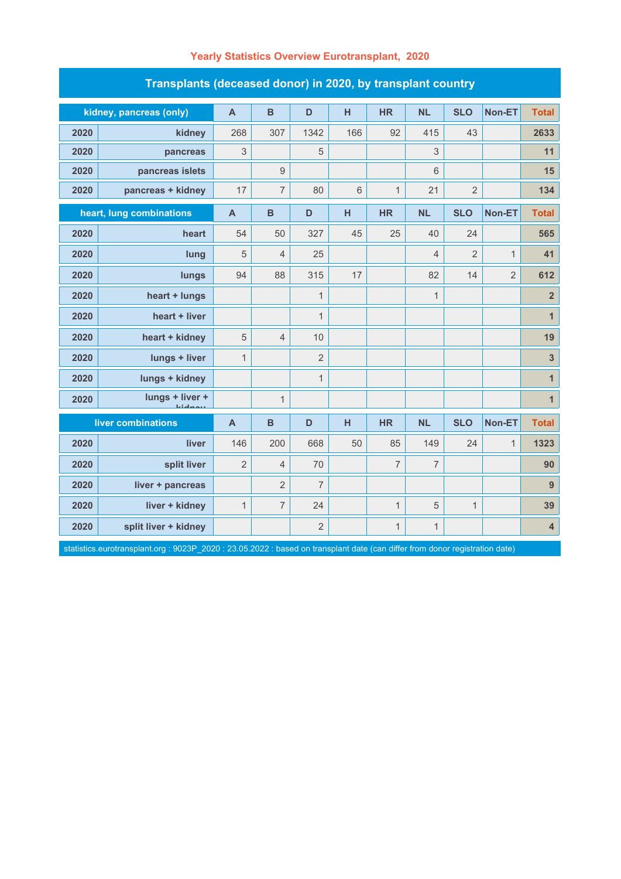# Yearly Statistics Overview Eurotransplant, 2020

## Transplants (deceased donor) in 2020, by transplant country

| kidney, pancreas (only) | | A | B | D | H | HR | NL | SLO | Non-ET | Total |
|---|---|---|---|---|---|---|---|---|---|---|
| 2020 | kidney | 268 | 307 | 1342 | 166 | 92 | 415 | 43 | | 2633 |
| 2020 | pancreas | 3 | | 5 | | | 3 | | | 11 |
| 2020 | pancreas islets | | 9 | | | | 6 | | | 15 |
| 2020 | pancreas + kidney | 17 | 7 | 80 | 6 | 1 | 21 | 2 | | 134 |
| **heart, lung combinations** | | **A** | **B** | **D** | **H** | **HR** | **NL** | **SLO** | **Non-ET** | **Total** |
| 2020 | heart | 54 | 50 | 327 | 45 | 25 | 40 | 24 | | 565 |
| 2020 | lung | 5 | 4 | 25 | | | 4 | 2 | 1 | 41 |
| 2020 | lungs | 94 | 88 | 315 | 17 | | 82 | 14 | 2 | 612 |
| 2020 | heart + lungs | | | 1 | | | 1 | | | 2 |
| 2020 | heart + liver | | | 1 | | | | | | 1 |
| 2020 | heart + kidney | 5 | 4 | 10 | | | | | | 19 |
| 2020 | lungs + liver | 1 | | 2 | | | | | | 3 |
| 2020 | lungs + kidney | | | 1 | | | | | | 1 |
| 2020 | lungs + liver + kidney | | 1 | | | | | | | 1 |
| **liver combinations** | | **A** | **B** | **D** | **H** | **HR** | **NL** | **SLO** | **Non-ET** | **Total** |
| 2020 | liver | 146 | 200 | 668 | 50 | 85 | 149 | 24 | 1 | 1323 |
| 2020 | split liver | 2 | 4 | 70 | | 7 | 7 | | | 90 |
| 2020 | liver + pancreas | | 2 | 7 | | | | | | 9 |
| 2020 | liver + kidney | 1 | 7 | 24 | | 1 | 5 | 1 | | 39 |
| 2020 | split liver + kidney | | | 2 | | 1 | 1 | | | 4 |

statistics.eurotransplant.org : 9023P_2020 : 23.05.2022 : based on transplant date (can differ from donor registration date)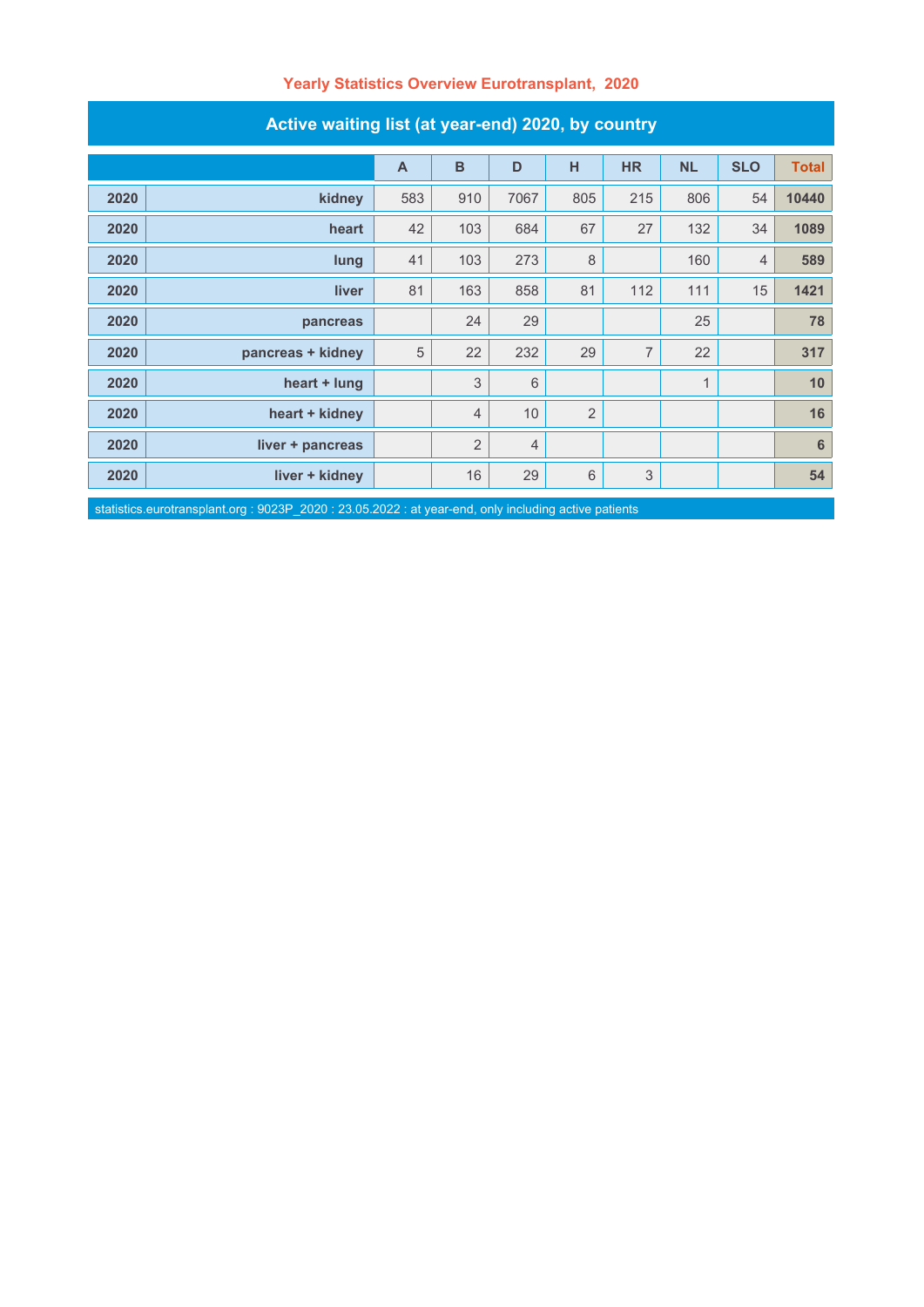## Yearly Statistics Overview Eurotransplant, 2020

### Active waiting list (at year-end) 2020, by country

| | | A | B | D | H | HR | NL | SLO | Total |
|---|---|---|---|---|---|---|---|---|---|
| 2020 | kidney | 583 | 910 | 7067 | 805 | 215 | 806 | 54 | 10440 |
| 2020 | heart | 42 | 103 | 684 | 67 | 27 | 132 | 34 | 1089 |
| 2020 | lung | 41 | 103 | 273 | 8 | | 160 | 4 | 589 |
| 2020 | liver | 81 | 163 | 858 | 81 | 112 | 111 | 15 | 1421 |
| 2020 | pancreas | | 24 | 29 | | | 25 | | 78 |
| 2020 | pancreas + kidney | 5 | 22 | 232 | 29 | 7 | 22 | | 317 |
| 2020 | heart + lung | | 3 | 6 | | | 1 | | 10 |
| 2020 | heart + kidney | | 4 | 10 | 2 | | | | 16 |
| 2020 | liver + pancreas | | 2 | 4 | | | | | 6 |
| 2020 | liver + kidney | | 16 | 29 | 6 | 3 | | | 54 |

statistics.eurotransplant.org : 9023P_2020 : 23.05.2022 : at year-end, only including active patients